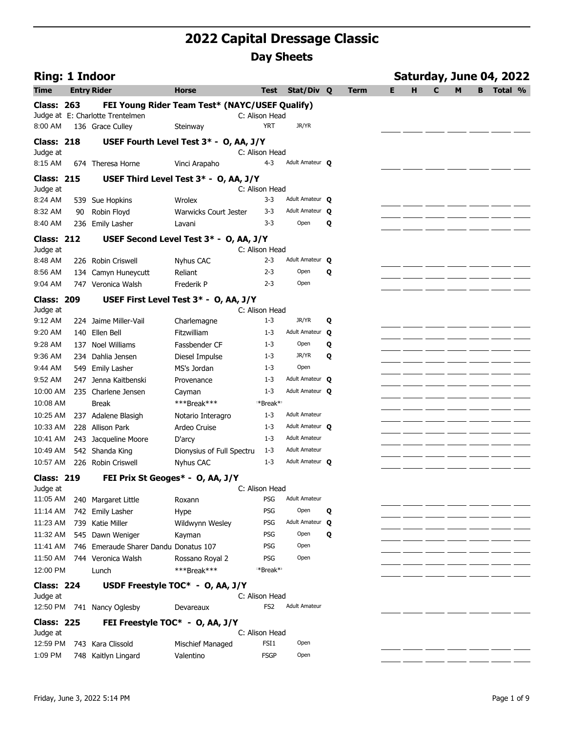# 2022 Capital Dressage Classic

## Day Sheets

### Ring: 1 Indoor — Saturday, June 04, 2022

| Time | Entry | Rider | Horse | Test | Stat/Div | Q | Term | E | H | C | M | B | Total | % |
|---|---|---|---|---|---|---|---|---|---|---|---|---|---|---|
| **Class: 263** | | **FEI Young Rider Team Test* (NAYC/USEF Qualify)** | | | | | | | | | | | | |
| Judge at | | E: Charlotte Trentelmen | | C: Alison Head | | | | | | | | | | |
| 8:00 AM | 136 | Grace Culley | Steinway | YRT | JR/YR | | | | | | | | | |
| **Class: 218** | | **USEF Fourth Level Test 3* - O, AA, J/Y** | | | | | | | | | | | | |
| Judge at | | | | C: Alison Head | | | | | | | | | | |
| 8:15 AM | 674 | Theresa Horne | Vinci Arapaho | 4-3 | Adult Amateur | Q | | | | | | | | |
| **Class: 215** | | **USEF Third Level Test 3* - O, AA, J/Y** | | | | | | | | | | | | |
| Judge at | | | | C: Alison Head | | | | | | | | | | |
| 8:24 AM | 539 | Sue Hopkins | Wrolex | 3-3 | Adult Amateur | Q | | | | | | | | |
| 8:32 AM | 90 | Robin Floyd | Warwicks Court Jester | 3-3 | Adult Amateur | Q | | | | | | | | |
| 8:40 AM | 236 | Emily Lasher | Lavani | 3-3 | Open | Q | | | | | | | | |
| **Class: 212** | | **USEF Second Level Test 3* - O, AA, J/Y** | | | | | | | | | | | | |
| Judge at | | | | C: Alison Head | | | | | | | | | | |
| 8:48 AM | 226 | Robin Criswell | Nyhus CAC | 2-3 | Adult Amateur | Q | | | | | | | | |
| 8:56 AM | 134 | Camyn Huneycutt | Reliant | 2-3 | Open | Q | | | | | | | | |
| 9:04 AM | 747 | Veronica Walsh | Frederik P | 2-3 | Open | | | | | | | | | |
| **Class: 209** | | **USEF First Level Test 3* - O, AA, J/Y** | | | | | | | | | | | | |
| Judge at | | | | C: Alison Head | | | | | | | | | | |
| 9:12 AM | 224 | Jaime Miller-Vail | Charlemagne | 1-3 | JR/YR | Q | | | | | | | | |
| 9:20 AM | 140 | Ellen Bell | Fitzwilliam | 1-3 | Adult Amateur | Q | | | | | | | | |
| 9:28 AM | 137 | Noel Williams | Fassbender CF | 1-3 | Open | Q | | | | | | | | |
| 9:36 AM | 234 | Dahlia Jensen | Diesel Impulse | 1-3 | JR/YR | Q | | | | | | | | |
| 9:44 AM | 549 | Emily Lasher | MS's Jordan | 1-3 | Open | | | | | | | | | |
| 9:52 AM | 247 | Jenna Kaitbenski | Provenance | 1-3 | Adult Amateur | Q | | | | | | | | |
| 10:00 AM | 235 | Charlene Jensen | Cayman | 1-3 | Adult Amateur | Q | | | | | | | | |
| 10:08 AM | | Break | ***Break*** | **Break** | | | | | | | | | | |
| 10:25 AM | 237 | Adalene Blasigh | Notario Interagro | 1-3 | Adult Amateur | | | | | | | | | |
| 10:33 AM | 228 | Allison Park | Ardeo Cruise | 1-3 | Adult Amateur | Q | | | | | | | | |
| 10:41 AM | 243 | Jacqueline Moore | D'arcy | 1-3 | Adult Amateur | | | | | | | | | |
| 10:49 AM | 542 | Shanda King | Dionysius of Full Spectru | 1-3 | Adult Amateur | | | | | | | | | |
| 10:57 AM | 226 | Robin Criswell | Nyhus CAC | 1-3 | Adult Amateur | Q | | | | | | | | |
| **Class: 219** | | **FEI Prix St Geoges* - O, AA, J/Y** | | | | | | | | | | | | |
| Judge at | | | | C: Alison Head | | | | | | | | | | |
| 11:05 AM | 240 | Margaret Little | Roxann | PSG | Adult Amateur | | | | | | | | | |
| 11:14 AM | 742 | Emily Lasher | Hype | PSG | Open | Q | | | | | | | | |
| 11:23 AM | 739 | Katie Miller | Wildwynn Wesley | PSG | Adult Amateur | Q | | | | | | | | |
| 11:32 AM | 545 | Dawn Weniger | Kayman | PSG | Open | Q | | | | | | | | |
| 11:41 AM | 746 | Emeraude Sharer Dandu | Donatus 107 | PSG | Open | | | | | | | | | |
| 11:50 AM | 744 | Veronica Walsh | Rossano Royal 2 | PSG | Open | | | | | | | | | |
| 12:00 PM | | Lunch | ***Break*** | **Break** | | | | | | | | | | |
| **Class: 224** | | **USDF Freestyle TOC* - O, AA, J/Y** | | | | | | | | | | | | |
| Judge at | | | | C: Alison Head | | | | | | | | | | |
| 12:50 PM | 741 | Nancy Oglesby | Devareaux | FS2 | Adult Amateur | | | | | | | | | |
| **Class: 225** | | **FEI Freestyle TOC* - O, AA, J/Y** | | | | | | | | | | | | |
| Judge at | | | | C: Alison Head | | | | | | | | | | |
| 12:59 PM | 743 | Kara Clissold | Mischief Managed | FSI1 | Open | | | | | | | | | |
| 1:09 PM | 748 | Kaitlyn Lingard | Valentino | FSGP | Open | | | | | | | | | |

Friday, June 3, 2022 5:14 PM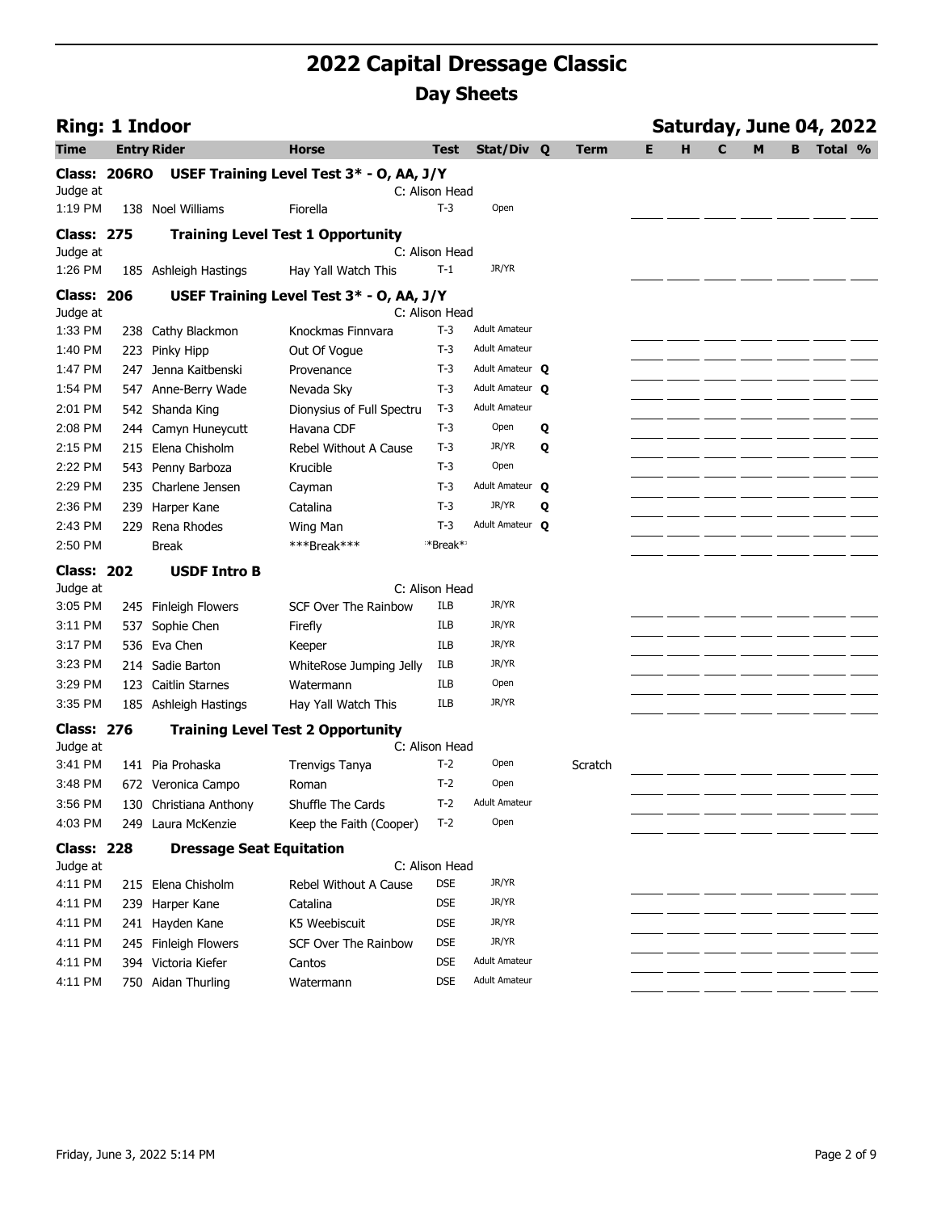# 2022 Capital Dressage Classic

## Day Sheets

### Ring: 1 Indoor — Saturday, June 04, 2022

| Time | Entry | Rider | Horse | Test | Stat/Div | Q | Term | E | H | C | M | B | Total | % |
|---|---|---|---|---|---|---|---|---|---|---|---|---|---|---|
| **Class: 206RO** | | **USEF Training Level Test 3* - O, AA, J/Y** | | | | | | | | | | | | |
| Judge at | | | | C: Alison Head | | | | | | | | | | |
| 1:19 PM | 138 | Noel Williams | Fiorella | T-3 | Open | | | | | | | | | |
| **Class: 275** | | **Training Level Test 1 Opportunity** | | | | | | | | | | | | |
| Judge at | | | | C: Alison Head | | | | | | | | | | |
| 1:26 PM | 185 | Ashleigh Hastings | Hay Yall Watch This | T-1 | JR/YR | | | | | | | | | |
| **Class: 206** | | **USEF Training Level Test 3* - O, AA, J/Y** | | | | | | | | | | | | |
| Judge at | | | | C: Alison Head | | | | | | | | | | |
| 1:33 PM | 238 | Cathy Blackmon | Knockmas Finnvara | T-3 | Adult Amateur | | | | | | | | | |
| 1:40 PM | 223 | Pinky Hipp | Out Of Vogue | T-3 | Adult Amateur | | | | | | | | | |
| 1:47 PM | 247 | Jenna Kaitbenski | Provenance | T-3 | Adult Amateur | Q | | | | | | | | |
| 1:54 PM | 547 | Anne-Berry Wade | Nevada Sky | T-3 | Adult Amateur | Q | | | | | | | | |
| 2:01 PM | 542 | Shanda King | Dionysius of Full Spectru | T-3 | Adult Amateur | | | | | | | | | |
| 2:08 PM | 244 | Camyn Huneycutt | Havana CDF | T-3 | Open | Q | | | | | | | | |
| 2:15 PM | 215 | Elena Chisholm | Rebel Without A Cause | T-3 | JR/YR | Q | | | | | | | | |
| 2:22 PM | 543 | Penny Barboza | Krucible | T-3 | Open | | | | | | | | | |
| 2:29 PM | 235 | Charlene Jensen | Cayman | T-3 | Adult Amateur | Q | | | | | | | | |
| 2:36 PM | 239 | Harper Kane | Catalina | T-3 | JR/YR | Q | | | | | | | | |
| 2:43 PM | 229 | Rena Rhodes | Wing Man | T-3 | Adult Amateur | Q | | | | | | | | |
| 2:50 PM | | Break | ***Break*** | **Break** | | | | | | | | | | |
| **Class: 202** | | **USDF Intro B** | | | | | | | | | | | | |
| Judge at | | | | C: Alison Head | | | | | | | | | | |
| 3:05 PM | 245 | Finleigh Flowers | SCF Over The Rainbow | ILB | JR/YR | | | | | | | | | |
| 3:11 PM | 537 | Sophie Chen | Firefly | ILB | JR/YR | | | | | | | | | |
| 3:17 PM | 536 | Eva Chen | Keeper | ILB | JR/YR | | | | | | | | | |
| 3:23 PM | 214 | Sadie Barton | WhiteRose Jumping Jelly | ILB | JR/YR | | | | | | | | | |
| 3:29 PM | 123 | Caitlin Starnes | Watermann | ILB | Open | | | | | | | | | |
| 3:35 PM | 185 | Ashleigh Hastings | Hay Yall Watch This | ILB | JR/YR | | | | | | | | | |
| **Class: 276** | | **Training Level Test 2 Opportunity** | | | | | | | | | | | | |
| Judge at | | | | C: Alison Head | | | | | | | | | | |
| 3:41 PM | 141 | Pia Prohaska | Trenvigs Tanya | T-2 | Open | | Scratch | | | | | | | |
| 3:48 PM | 672 | Veronica Campo | Roman | T-2 | Open | | | | | | | | | |
| 3:56 PM | 130 | Christiana Anthony | Shuffle The Cards | T-2 | Adult Amateur | | | | | | | | | |
| 4:03 PM | 249 | Laura McKenzie | Keep the Faith (Cooper) | T-2 | Open | | | | | | | | | |
| **Class: 228** | | **Dressage Seat Equitation** | | | | | | | | | | | | |
| Judge at | | | | C: Alison Head | | | | | | | | | | |
| 4:11 PM | 215 | Elena Chisholm | Rebel Without A Cause | DSE | JR/YR | | | | | | | | | |
| 4:11 PM | 239 | Harper Kane | Catalina | DSE | JR/YR | | | | | | | | | |
| 4:11 PM | 241 | Hayden Kane | K5 Weebiscuit | DSE | JR/YR | | | | | | | | | |
| 4:11 PM | 245 | Finleigh Flowers | SCF Over The Rainbow | DSE | JR/YR | | | | | | | | | |
| 4:11 PM | 394 | Victoria Kiefer | Cantos | DSE | Adult Amateur | | | | | | | | | |
| 4:11 PM | 750 | Aidan Thurling | Watermann | DSE | Adult Amateur | | | | | | | | | |

Friday, June 3, 2022 5:14 PM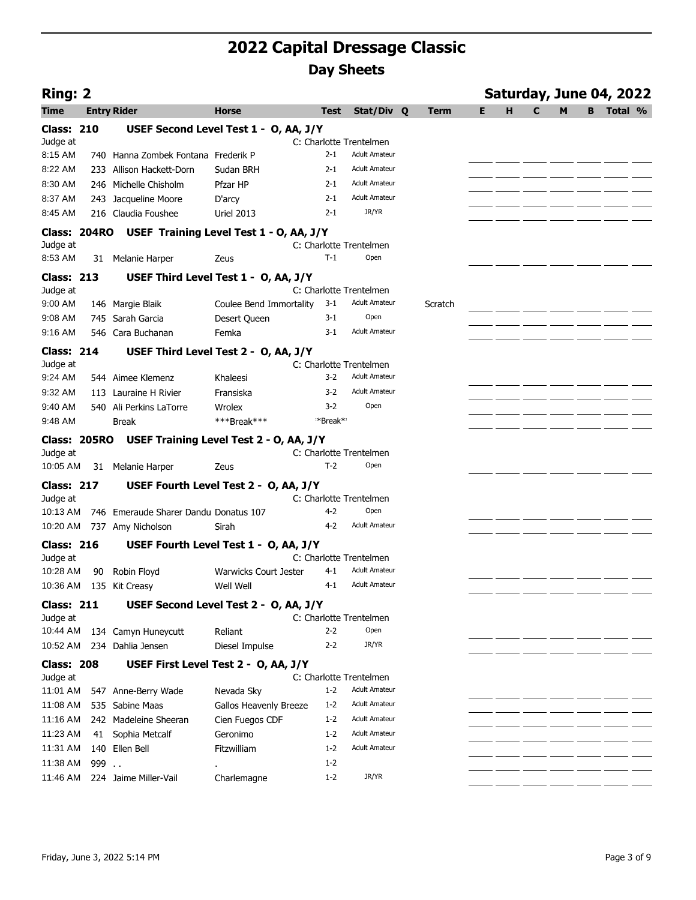# 2022 Capital Dressage Classic

## Day Sheets

**Ring: 2** — **Saturday, June 04, 2022**

| Time | Entry | Rider | Horse | Test | Stat/Div | Q | Term | E | H | C | M | B | Total | % |
|---|---|---|---|---|---|---|---|---|---|---|---|---|---|---|
| **Class: 210** | | **USEF Second Level Test 1 - O, AA, J/Y** | | | | | | | | | | | | |
| Judge at | | | | C: Charlotte Trentelmen | | | | | | | | | | |
| 8:15 AM | 740 | Hanna Zombek Fontana | Frederik P | 2-1 | Adult Amateur | | | | | | | | | |
| 8:22 AM | 233 | Allison Hackett-Dorn | Sudan BRH | 2-1 | Adult Amateur | | | | | | | | | |
| 8:30 AM | 246 | Michelle Chisholm | Pfzar HP | 2-1 | Adult Amateur | | | | | | | | | |
| 8:37 AM | 243 | Jacqueline Moore | D'arcy | 2-1 | Adult Amateur | | | | | | | | | |
| 8:45 AM | 216 | Claudia Foushee | Uriel 2013 | 2-1 | JR/YR | | | | | | | | | |
| **Class: 204RO** | | **USEF Training Level Test 1 - O, AA, J/Y** | | | | | | | | | | | | |
| Judge at | | | | C: Charlotte Trentelmen | | | | | | | | | | |
| 8:53 AM | 31 | Melanie Harper | Zeus | T-1 | Open | | | | | | | | | |
| **Class: 213** | | **USEF Third Level Test 1 - O, AA, J/Y** | | | | | | | | | | | | |
| Judge at | | | | C: Charlotte Trentelmen | | | | | | | | | | |
| 9:00 AM | 146 | Margie Blaik | Coulee Bend Immortality | 3-1 | Adult Amateur | | Scratch | | | | | | | |
| 9:08 AM | 745 | Sarah Garcia | Desert Queen | 3-1 | Open | | | | | | | | | |
| 9:16 AM | 546 | Cara Buchanan | Femka | 3-1 | Adult Amateur | | | | | | | | | |
| **Class: 214** | | **USEF Third Level Test 2 - O, AA, J/Y** | | | | | | | | | | | | |
| Judge at | | | | C: Charlotte Trentelmen | | | | | | | | | | |
| 9:24 AM | 544 | Aimee Klemenz | Khaleesi | 3-2 | Adult Amateur | | | | | | | | | |
| 9:32 AM | 113 | Lauraine H Rivier | Fransiska | 3-2 | Adult Amateur | | | | | | | | | |
| 9:40 AM | 540 | Ali Perkins LaTorre | Wrolex | 3-2 | Open | | | | | | | | | |
| 9:48 AM | | Break | ***Break*** | *Break* | | | | | | | | | | |
| **Class: 205RO** | | **USEF Training Level Test 2 - O, AA, J/Y** | | | | | | | | | | | | |
| Judge at | | | | C: Charlotte Trentelmen | | | | | | | | | | |
| 10:05 AM | 31 | Melanie Harper | Zeus | T-2 | Open | | | | | | | | | |
| **Class: 217** | | **USEF Fourth Level Test 2 - O, AA, J/Y** | | | | | | | | | | | | |
| Judge at | | | | C: Charlotte Trentelmen | | | | | | | | | | |
| 10:13 AM | 746 | Emeraude Sharer Dandu | Donatus 107 | 4-2 | Open | | | | | | | | | |
| 10:20 AM | 737 | Amy Nicholson | Sirah | 4-2 | Adult Amateur | | | | | | | | | |
| **Class: 216** | | **USEF Fourth Level Test 1 - O, AA, J/Y** | | | | | | | | | | | | |
| Judge at | | | | C: Charlotte Trentelmen | | | | | | | | | | |
| 10:28 AM | 90 | Robin Floyd | Warwicks Court Jester | 4-1 | Adult Amateur | | | | | | | | | |
| 10:36 AM | 135 | Kit Creasy | Well Well | 4-1 | Adult Amateur | | | | | | | | | |
| **Class: 211** | | **USEF Second Level Test 2 - O, AA, J/Y** | | | | | | | | | | | | |
| Judge at | | | | C: Charlotte Trentelmen | | | | | | | | | | |
| 10:44 AM | 134 | Camyn Huneycutt | Reliant | 2-2 | Open | | | | | | | | | |
| 10:52 AM | 234 | Dahlia Jensen | Diesel Impulse | 2-2 | JR/YR | | | | | | | | | |
| **Class: 208** | | **USEF First Level Test 2 - O, AA, J/Y** | | | | | | | | | | | | |
| Judge at | | | | C: Charlotte Trentelmen | | | | | | | | | | |
| 11:01 AM | 547 | Anne-Berry Wade | Nevada Sky | 1-2 | Adult Amateur | | | | | | | | | |
| 11:08 AM | 535 | Sabine Maas | Gallos Heavenly Breeze | 1-2 | Adult Amateur | | | | | | | | | |
| 11:16 AM | 242 | Madeleine Sheeran | Cien Fuegos CDF | 1-2 | Adult Amateur | | | | | | | | | |
| 11:23 AM | 41 | Sophia Metcalf | Geronimo | 1-2 | Adult Amateur | | | | | | | | | |
| 11:31 AM | 140 | Ellen Bell | Fitzwilliam | 1-2 | Adult Amateur | | | | | | | | | |
| 11:38 AM | 999 | . . | . | 1-2 | | | | | | | | | | |
| 11:46 AM | 224 | Jaime Miller-Vail | Charlemagne | 1-2 | JR/YR | | | | | | | | | |

Friday, June 3, 2022 5:14 PM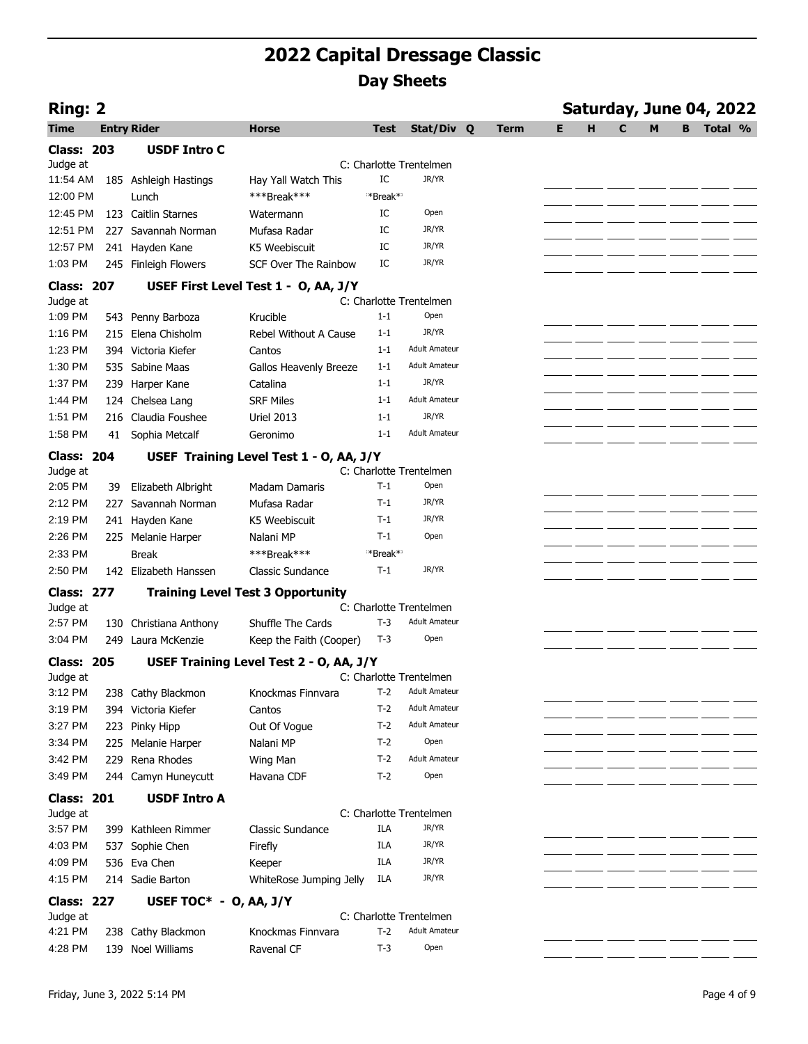# 2022 Capital Dressage Classic

## Day Sheets

**Ring: 2** — **Saturday, June 04, 2022**

| Time | Entry | Rider | Horse | Test | Stat/Div | Q | Term | E | H | C | M | B | Total | % |
|---|---|---|---|---|---|---|---|---|---|---|---|---|---|---|
| **Class: 203** | | **USDF Intro C** | | | | | | | | | | | | |
| Judge at | | | | C: Charlotte Trentelmen | | | | | | | | | | |
| 11:54 AM | 185 | Ashleigh Hastings | Hay Yall Watch This | IC | JR/YR | | | | | | | | | |
| 12:00 PM | | Lunch | ***Break*** | *Break* | | | | | | | | | | |
| 12:45 PM | 123 | Caitlin Starnes | Watermann | IC | Open | | | | | | | | | |
| 12:51 PM | 227 | Savannah Norman | Mufasa Radar | IC | JR/YR | | | | | | | | | |
| 12:57 PM | 241 | Hayden Kane | K5 Weebiscuit | IC | JR/YR | | | | | | | | | |
| 1:03 PM | 245 | Finleigh Flowers | SCF Over The Rainbow | IC | JR/YR | | | | | | | | | |
| **Class: 207** | | **USEF First Level Test 1 - O, AA, J/Y** | | | | | | | | | | | | |
| Judge at | | | | C: Charlotte Trentelmen | | | | | | | | | | |
| 1:09 PM | 543 | Penny Barboza | Krucible | 1-1 | Open | | | | | | | | | |
| 1:16 PM | 215 | Elena Chisholm | Rebel Without A Cause | 1-1 | JR/YR | | | | | | | | | |
| 1:23 PM | 394 | Victoria Kiefer | Cantos | 1-1 | Adult Amateur | | | | | | | | | |
| 1:30 PM | 535 | Sabine Maas | Gallos Heavenly Breeze | 1-1 | Adult Amateur | | | | | | | | | |
| 1:37 PM | 239 | Harper Kane | Catalina | 1-1 | JR/YR | | | | | | | | | |
| 1:44 PM | 124 | Chelsea Lang | SRF Miles | 1-1 | Adult Amateur | | | | | | | | | |
| 1:51 PM | 216 | Claudia Foushee | Uriel 2013 | 1-1 | JR/YR | | | | | | | | | |
| 1:58 PM | 41 | Sophia Metcalf | Geronimo | 1-1 | Adult Amateur | | | | | | | | | |
| **Class: 204** | | **USEF Training Level Test 1 - O, AA, J/Y** | | | | | | | | | | | | |
| Judge at | | | | C: Charlotte Trentelmen | | | | | | | | | | |
| 2:05 PM | 39 | Elizabeth Albright | Madam Damaris | T-1 | Open | | | | | | | | | |
| 2:12 PM | 227 | Savannah Norman | Mufasa Radar | T-1 | JR/YR | | | | | | | | | |
| 2:19 PM | 241 | Hayden Kane | K5 Weebiscuit | T-1 | JR/YR | | | | | | | | | |
| 2:26 PM | 225 | Melanie Harper | Nalani MP | T-1 | Open | | | | | | | | | |
| 2:33 PM | | Break | ***Break*** | *Break* | | | | | | | | | | |
| 2:50 PM | 142 | Elizabeth Hanssen | Classic Sundance | T-1 | JR/YR | | | | | | | | | |
| **Class: 277** | | **Training Level Test 3 Opportunity** | | | | | | | | | | | | |
| Judge at | | | | C: Charlotte Trentelmen | | | | | | | | | | |
| 2:57 PM | 130 | Christiana Anthony | Shuffle The Cards | T-3 | Adult Amateur | | | | | | | | | |
| 3:04 PM | 249 | Laura McKenzie | Keep the Faith (Cooper) | T-3 | Open | | | | | | | | | |
| **Class: 205** | | **USEF Training Level Test 2 - O, AA, J/Y** | | | | | | | | | | | | |
| Judge at | | | | C: Charlotte Trentelmen | | | | | | | | | | |
| 3:12 PM | 238 | Cathy Blackmon | Knockmas Finnvara | T-2 | Adult Amateur | | | | | | | | | |
| 3:19 PM | 394 | Victoria Kiefer | Cantos | T-2 | Adult Amateur | | | | | | | | | |
| 3:27 PM | 223 | Pinky Hipp | Out Of Vogue | T-2 | Adult Amateur | | | | | | | | | |
| 3:34 PM | 225 | Melanie Harper | Nalani MP | T-2 | Open | | | | | | | | | |
| 3:42 PM | 229 | Rena Rhodes | Wing Man | T-2 | Adult Amateur | | | | | | | | | |
| 3:49 PM | 244 | Camyn Huneycutt | Havana CDF | T-2 | Open | | | | | | | | | |
| **Class: 201** | | **USDF Intro A** | | | | | | | | | | | | |
| Judge at | | | | C: Charlotte Trentelmen | | | | | | | | | | |
| 3:57 PM | 399 | Kathleen Rimmer | Classic Sundance | ILA | JR/YR | | | | | | | | | |
| 4:03 PM | 537 | Sophie Chen | Firefly | ILA | JR/YR | | | | | | | | | |
| 4:09 PM | 536 | Eva Chen | Keeper | ILA | JR/YR | | | | | | | | | |
| 4:15 PM | 214 | Sadie Barton | WhiteRose Jumping Jelly | ILA | JR/YR | | | | | | | | | |
| **Class: 227** | | **USEF TOC* - O, AA, J/Y** | | | | | | | | | | | | |
| Judge at | | | | C: Charlotte Trentelmen | | | | | | | | | | |
| 4:21 PM | 238 | Cathy Blackmon | Knockmas Finnvara | T-2 | Adult Amateur | | | | | | | | | |
| 4:28 PM | 139 | Noel Williams | Ravenal CF | T-3 | Open | | | | | | | | | |

Friday, June 3, 2022 5:14 PM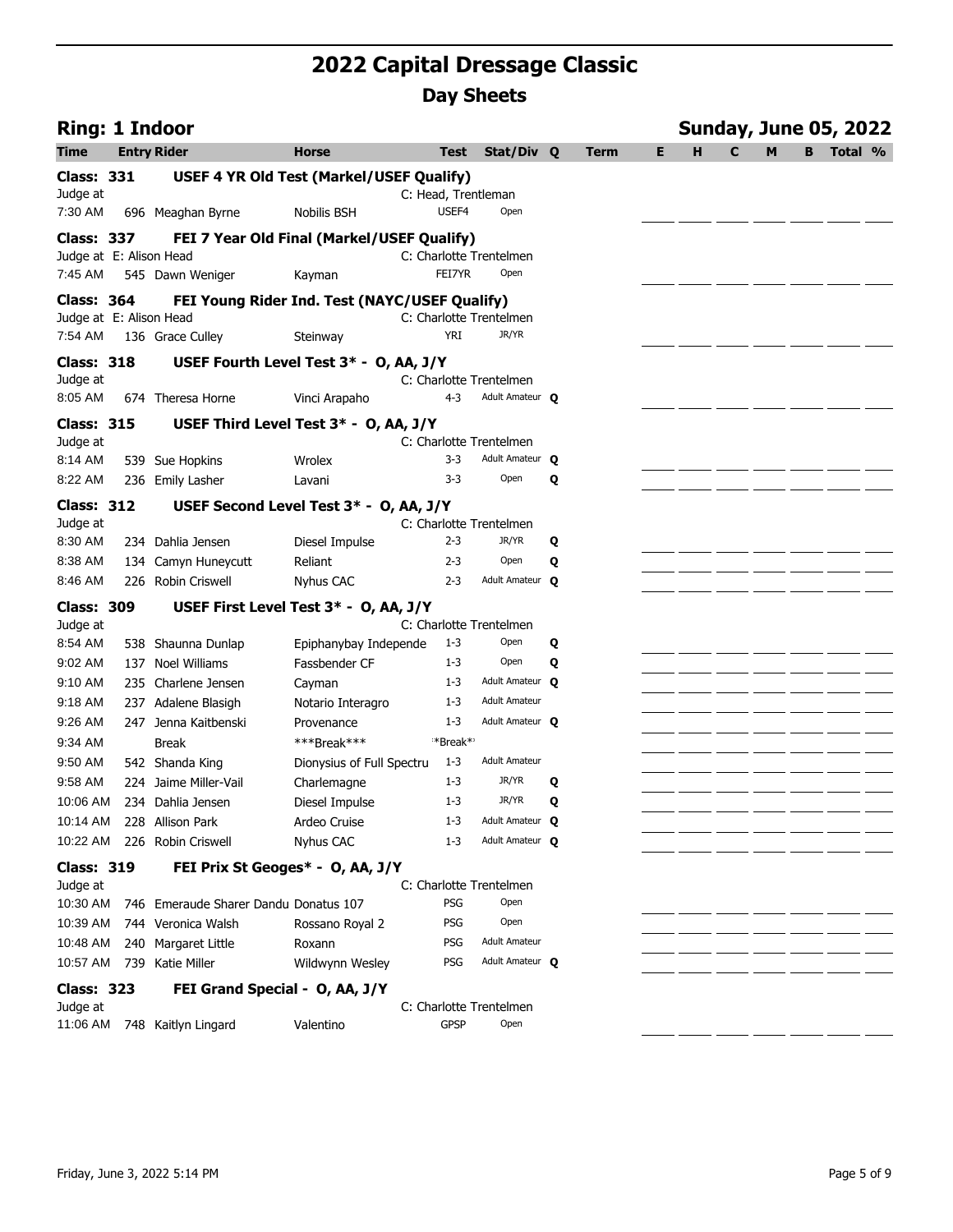# 2022 Capital Dressage Classic

## Day Sheets

### Ring: 1 Indoor

### Sunday, June 05, 2022

| Time | Entry | Rider | Horse | Test | Stat/Div | Q | Term | E | H | C | M | B | Total | % |
|---|---|---|---|---|---|---|---|---|---|---|---|---|---|---|
| **Class: 331** | | **USEF 4 YR Old Test (Markel/USEF Qualify)** | | | | | | | | | | | | |
| Judge at | | | | C: Head, Trentleman | | | | | | | | | | |
| 7:30 AM | 696 | Meaghan Byrne | Nobilis BSH | USEF4 | Open | | | | | | | | | |
| **Class: 337** | | **FEI 7 Year Old Final (Markel/USEF Qualify)** | | | | | | | | | | | | |
| Judge at E: Alison Head | | | | C: Charlotte Trentelmen | | | | | | | | | | |
| 7:45 AM | 545 | Dawn Weniger | Kayman | FEI7YR | Open | | | | | | | | | |
| **Class: 364** | | **FEI Young Rider Ind. Test (NAYC/USEF Qualify)** | | | | | | | | | | | | |
| Judge at E: Alison Head | | | | C: Charlotte Trentelmen | | | | | | | | | | |
| 7:54 AM | 136 | Grace Culley | Steinway | YRI | JR/YR | | | | | | | | | |
| **Class: 318** | | **USEF Fourth Level Test 3* - O, AA, J/Y** | | | | | | | | | | | | |
| Judge at | | | | C: Charlotte Trentelmen | | | | | | | | | | |
| 8:05 AM | 674 | Theresa Horne | Vinci Arapaho | 4-3 | Adult Amateur | Q | | | | | | | | |
| **Class: 315** | | **USEF Third Level Test 3* - O, AA, J/Y** | | | | | | | | | | | | |
| Judge at | | | | C: Charlotte Trentelmen | | | | | | | | | | |
| 8:14 AM | 539 | Sue Hopkins | Wrolex | 3-3 | Adult Amateur | Q | | | | | | | | |
| 8:22 AM | 236 | Emily Lasher | Lavani | 3-3 | Open | Q | | | | | | | | |
| **Class: 312** | | **USEF Second Level Test 3* - O, AA, J/Y** | | | | | | | | | | | | |
| Judge at | | | | C: Charlotte Trentelmen | | | | | | | | | | |
| 8:30 AM | 234 | Dahlia Jensen | Diesel Impulse | 2-3 | JR/YR | Q | | | | | | | | |
| 8:38 AM | 134 | Camyn Huneycutt | Reliant | 2-3 | Open | Q | | | | | | | | |
| 8:46 AM | 226 | Robin Criswell | Nyhus CAC | 2-3 | Adult Amateur | Q | | | | | | | | |
| **Class: 309** | | **USEF First Level Test 3* - O, AA, J/Y** | | | | | | | | | | | | |
| Judge at | | | | C: Charlotte Trentelmen | | | | | | | | | | |
| 8:54 AM | 538 | Shaunna Dunlap | Epiphanybay Independe | 1-3 | Open | Q | | | | | | | | |
| 9:02 AM | 137 | Noel Williams | Fassbender CF | 1-3 | Open | Q | | | | | | | | |
| 9:10 AM | 235 | Charlene Jensen | Cayman | 1-3 | Adult Amateur | Q | | | | | | | | |
| 9:18 AM | 237 | Adalene Blasigh | Notario Interagro | 1-3 | Adult Amateur | | | | | | | | | |
| 9:26 AM | 247 | Jenna Kaitbenski | Provenance | 1-3 | Adult Amateur | Q | | | | | | | | |
| 9:34 AM | | Break | ***Break*** | *Break* | | | | | | | | | | |
| 9:50 AM | 542 | Shanda King | Dionysius of Full Spectru | 1-3 | Adult Amateur | | | | | | | | | |
| 9:58 AM | 224 | Jaime Miller-Vail | Charlemagne | 1-3 | JR/YR | Q | | | | | | | | |
| 10:06 AM | 234 | Dahlia Jensen | Diesel Impulse | 1-3 | JR/YR | Q | | | | | | | | |
| 10:14 AM | 228 | Allison Park | Ardeo Cruise | 1-3 | Adult Amateur | Q | | | | | | | | |
| 10:22 AM | 226 | Robin Criswell | Nyhus CAC | 1-3 | Adult Amateur | Q | | | | | | | | |
| **Class: 319** | | **FEI Prix St Geoges* - O, AA, J/Y** | | | | | | | | | | | | |
| Judge at | | | | C: Charlotte Trentelmen | | | | | | | | | | |
| 10:30 AM | 746 | Emeraude Sharer Dandu | Donatus 107 | PSG | Open | | | | | | | | | |
| 10:39 AM | 744 | Veronica Walsh | Rossano Royal 2 | PSG | Open | | | | | | | | | |
| 10:48 AM | 240 | Margaret Little | Roxann | PSG | Adult Amateur | | | | | | | | | |
| 10:57 AM | 739 | Katie Miller | Wildwynn Wesley | PSG | Adult Amateur | Q | | | | | | | | |
| **Class: 323** | | **FEI Grand Special - O, AA, J/Y** | | | | | | | | | | | | |
| Judge at | | | | C: Charlotte Trentelmen | | | | | | | | | | |
| 11:06 AM | 748 | Kaitlyn Lingard | Valentino | GPSP | Open | | | | | | | | | |

Friday, June 3, 2022 5:14 PM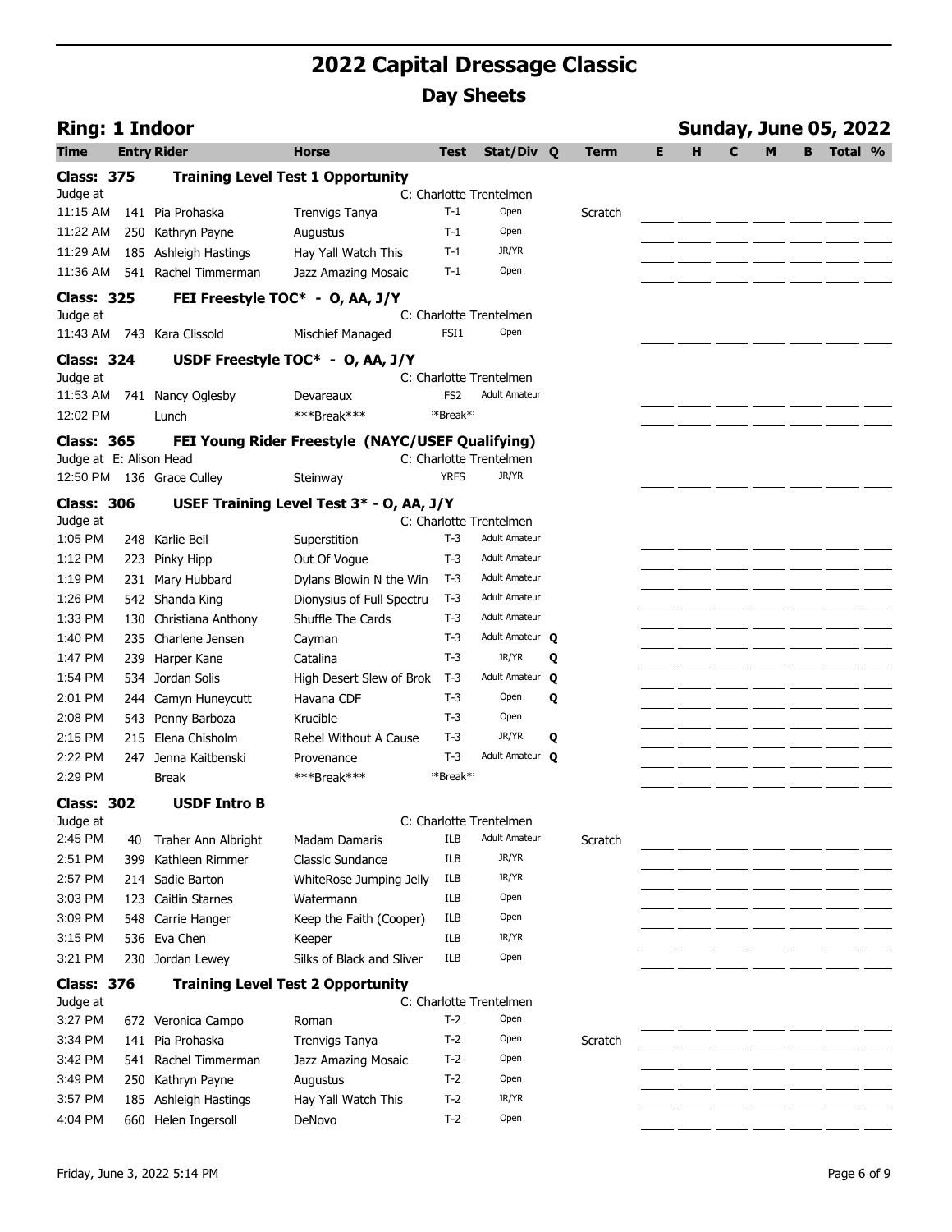# 2022 Capital Dressage Classic

## Day Sheets

### Ring: 1 Indoor

**Sunday, June 05, 2022**

| Time | Entry | Rider | Horse | Test | Stat/Div | Q | Term | E | H | C | M | B | Total | % |
|---|---|---|---|---|---|---|---|---|---|---|---|---|---|---|
| **Class: 375** | | **Training Level Test 1 Opportunity** | | | | | | | | | | | | |
| Judge at | | | | C: Charlotte Trentelmen | | | | | | | | | | |
| 11:15 AM | 141 | Pia Prohaska | Trenvigs Tanya | T-1 | Open | | Scratch | | | | | | | |
| 11:22 AM | 250 | Kathryn Payne | Augustus | T-1 | Open | | | | | | | | | |
| 11:29 AM | 185 | Ashleigh Hastings | Hay Yall Watch This | T-1 | JR/YR | | | | | | | | | |
| 11:36 AM | 541 | Rachel Timmerman | Jazz Amazing Mosaic | T-1 | Open | | | | | | | | | |
| **Class: 325** | | **FEI Freestyle TOC* - O, AA, J/Y** | | | | | | | | | | | | |
| Judge at | | | | C: Charlotte Trentelmen | | | | | | | | | | |
| 11:43 AM | 743 | Kara Clissold | Mischief Managed | FSI1 | Open | | | | | | | | | |
| **Class: 324** | | **USDF Freestyle TOC* - O, AA, J/Y** | | | | | | | | | | | | |
| Judge at | | | | C: Charlotte Trentelmen | | | | | | | | | | |
| 11:53 AM | 741 | Nancy Oglesby | Devareaux | FS2 | Adult Amateur | | | | | | | | | |
| 12:02 PM | | Lunch | ***Break*** | *Break* | | | | | | | | | | |
| **Class: 365** | | **FEI Young Rider Freestyle (NAYC/USEF Qualifying)** | | | | | | | | | | | | |
| Judge at E: Alison Head | | | | C: Charlotte Trentelmen | | | | | | | | | | |
| 12:50 PM | 136 | Grace Culley | Steinway | YRFS | JR/YR | | | | | | | | | |
| **Class: 306** | | **USEF Training Level Test 3* - O, AA, J/Y** | | | | | | | | | | | | |
| Judge at | | | | C: Charlotte Trentelmen | | | | | | | | | | |
| 1:05 PM | 248 | Karlie Beil | Superstition | T-3 | Adult Amateur | | | | | | | | | |
| 1:12 PM | 223 | Pinky Hipp | Out Of Vogue | T-3 | Adult Amateur | | | | | | | | | |
| 1:19 PM | 231 | Mary Hubbard | Dylans Blowin N the Win | T-3 | Adult Amateur | | | | | | | | | |
| 1:26 PM | 542 | Shanda King | Dionysius of Full Spectru | T-3 | Adult Amateur | | | | | | | | | |
| 1:33 PM | 130 | Christiana Anthony | Shuffle The Cards | T-3 | Adult Amateur | | | | | | | | | |
| 1:40 PM | 235 | Charlene Jensen | Cayman | T-3 | Adult Amateur | Q | | | | | | | | |
| 1:47 PM | 239 | Harper Kane | Catalina | T-3 | JR/YR | Q | | | | | | | | |
| 1:54 PM | 534 | Jordan Solis | High Desert Slew of Brok | T-3 | Adult Amateur | Q | | | | | | | | |
| 2:01 PM | 244 | Camyn Huneycutt | Havana CDF | T-3 | Open | Q | | | | | | | | |
| 2:08 PM | 543 | Penny Barboza | Krucible | T-3 | Open | | | | | | | | | |
| 2:15 PM | 215 | Elena Chisholm | Rebel Without A Cause | T-3 | JR/YR | Q | | | | | | | | |
| 2:22 PM | 247 | Jenna Kaitbenski | Provenance | T-3 | Adult Amateur | Q | | | | | | | | |
| 2:29 PM | | Break | ***Break*** | *Break* | | | | | | | | | | |
| **Class: 302** | | **USDF Intro B** | | | | | | | | | | | | |
| Judge at | | | | C: Charlotte Trentelmen | | | | | | | | | | |
| 2:45 PM | 40 | Traher Ann Albright | Madam Damaris | ILB | Adult Amateur | | Scratch | | | | | | | |
| 2:51 PM | 399 | Kathleen Rimmer | Classic Sundance | ILB | JR/YR | | | | | | | | | |
| 2:57 PM | 214 | Sadie Barton | WhiteRose Jumping Jelly | ILB | JR/YR | | | | | | | | | |
| 3:03 PM | 123 | Caitlin Starnes | Watermann | ILB | Open | | | | | | | | | |
| 3:09 PM | 548 | Carrie Hanger | Keep the Faith (Cooper) | ILB | Open | | | | | | | | | |
| 3:15 PM | 536 | Eva Chen | Keeper | ILB | JR/YR | | | | | | | | | |
| 3:21 PM | 230 | Jordan Lewey | Silks of Black and Sliver | ILB | Open | | | | | | | | | |
| **Class: 376** | | **Training Level Test 2 Opportunity** | | | | | | | | | | | | |
| Judge at | | | | C: Charlotte Trentelmen | | | | | | | | | | |
| 3:27 PM | 672 | Veronica Campo | Roman | T-2 | Open | | | | | | | | | |
| 3:34 PM | 141 | Pia Prohaska | Trenvigs Tanya | T-2 | Open | | Scratch | | | | | | | |
| 3:42 PM | 541 | Rachel Timmerman | Jazz Amazing Mosaic | T-2 | Open | | | | | | | | | |
| 3:49 PM | 250 | Kathryn Payne | Augustus | T-2 | Open | | | | | | | | | |
| 3:57 PM | 185 | Ashleigh Hastings | Hay Yall Watch This | T-2 | JR/YR | | | | | | | | | |
| 4:04 PM | 660 | Helen Ingersoll | DeNovo | T-2 | Open | | | | | | | | | |

Friday, June 3, 2022 5:14 PM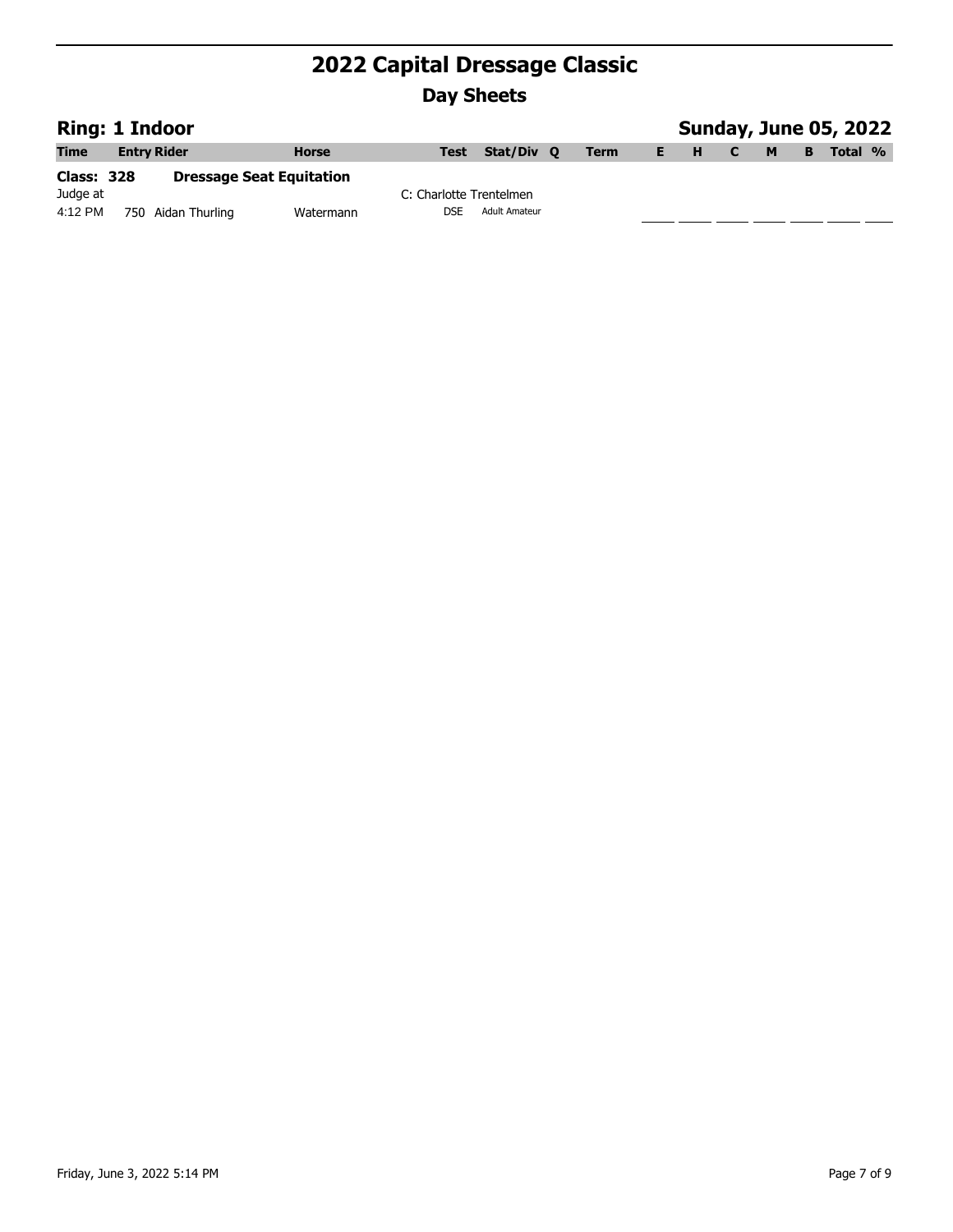# 2022 Capital Dressage Classic

## Day Sheets

### Ring: 1 Indoor

### Sunday, June 05, 2022

| Time | Entry | Rider | Horse | Test | Stat/Div | Q | Term | E | H | C | M | B | Total | % |
|---|---|---|---|---|---|---|---|---|---|---|---|---|---|---|
| **Class: 328** | | **Dressage Seat Equitation** | | | | | | | | | | | | |
| Judge at | | | | C: Charlotte Trentelmen | | | | | | | | | | |
| 4:12 PM | 750 | Aidan Thurling | Watermann | DSE | Adult Amateur | | | ____ | ____ | ____ | ____ | ____ | ____ | ____ |

Friday, June 3, 2022 5:14 PM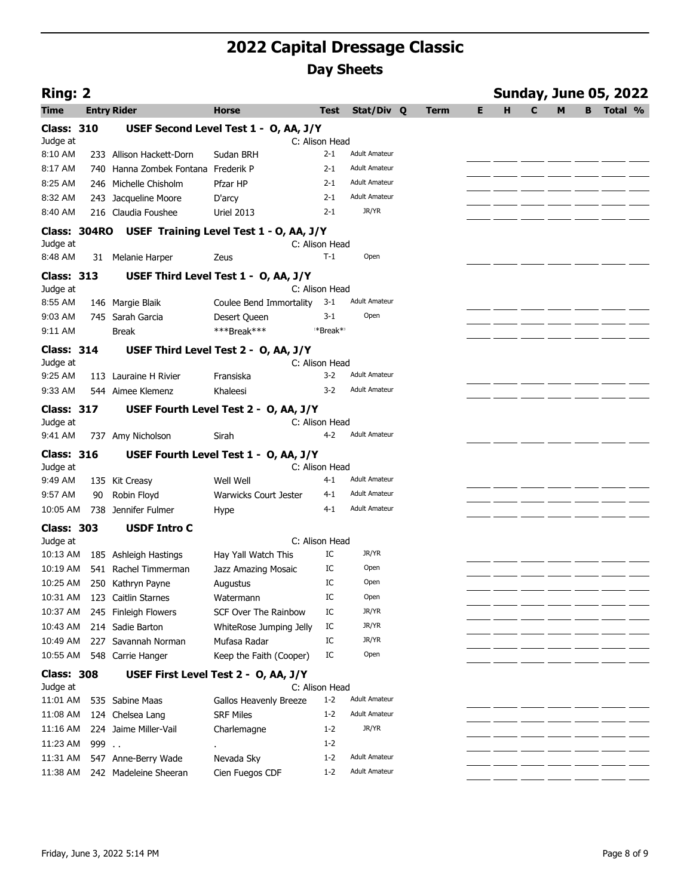# 2022 Capital Dressage Classic

## Day Sheets

**Ring: 2** **Sunday, June 05, 2022**

| Time | Entry | Rider | Horse | Test | Stat/Div | Q | Term | E | H | C | M | B | Total | % |
|---|---|---|---|---|---|---|---|---|---|---|---|---|---|---|
| **Class: 310** | | **USEF Second Level Test 1 - O, AA, J/Y** | | | | | | | | | | | | |
| Judge at | | | | C: Alison Head | | | | | | | | | | |
| 8:10 AM | 233 | Allison Hackett-Dorn | Sudan BRH | 2-1 | Adult Amateur | | | | | | | | | |
| 8:17 AM | 740 | Hanna Zombek Fontana | Frederik P | 2-1 | Adult Amateur | | | | | | | | | |
| 8:25 AM | 246 | Michelle Chisholm | Pfzar HP | 2-1 | Adult Amateur | | | | | | | | | |
| 8:32 AM | 243 | Jacqueline Moore | D'arcy | 2-1 | Adult Amateur | | | | | | | | | |
| 8:40 AM | 216 | Claudia Foushee | Uriel 2013 | 2-1 | JR/YR | | | | | | | | | |
| **Class: 304RO** | | **USEF Training Level Test 1 - O, AA, J/Y** | | | | | | | | | | | | |
| Judge at | | | | C: Alison Head | | | | | | | | | | |
| 8:48 AM | 31 | Melanie Harper | Zeus | T-1 | Open | | | | | | | | | |
| **Class: 313** | | **USEF Third Level Test 1 - O, AA, J/Y** | | | | | | | | | | | | |
| Judge at | | | | C: Alison Head | | | | | | | | | | |
| 8:55 AM | 146 | Margie Blaik | Coulee Bend Immortality | 3-1 | Adult Amateur | | | | | | | | | |
| 9:03 AM | 745 | Sarah Garcia | Desert Queen | 3-1 | Open | | | | | | | | | |
| 9:11 AM | | Break | ***Break*** | ***Break*** | | | | | | | | | | |
| **Class: 314** | | **USEF Third Level Test 2 - O, AA, J/Y** | | | | | | | | | | | | |
| Judge at | | | | C: Alison Head | | | | | | | | | | |
| 9:25 AM | 113 | Lauraine H Rivier | Fransiska | 3-2 | Adult Amateur | | | | | | | | | |
| 9:33 AM | 544 | Aimee Klemenz | Khaleesi | 3-2 | Adult Amateur | | | | | | | | | |
| **Class: 317** | | **USEF Fourth Level Test 2 - O, AA, J/Y** | | | | | | | | | | | | |
| Judge at | | | | C: Alison Head | | | | | | | | | | |
| 9:41 AM | 737 | Amy Nicholson | Sirah | 4-2 | Adult Amateur | | | | | | | | | |
| **Class: 316** | | **USEF Fourth Level Test 1 - O, AA, J/Y** | | | | | | | | | | | | |
| Judge at | | | | C: Alison Head | | | | | | | | | | |
| 9:49 AM | 135 | Kit Creasy | Well Well | 4-1 | Adult Amateur | | | | | | | | | |
| 9:57 AM | 90 | Robin Floyd | Warwicks Court Jester | 4-1 | Adult Amateur | | | | | | | | | |
| 10:05 AM | 738 | Jennifer Fulmer | Hype | 4-1 | Adult Amateur | | | | | | | | | |
| **Class: 303** | | **USDF Intro C** | | | | | | | | | | | | |
| Judge at | | | | C: Alison Head | | | | | | | | | | |
| 10:13 AM | 185 | Ashleigh Hastings | Hay Yall Watch This | IC | JR/YR | | | | | | | | | |
| 10:19 AM | 541 | Rachel Timmerman | Jazz Amazing Mosaic | IC | Open | | | | | | | | | |
| 10:25 AM | 250 | Kathryn Payne | Augustus | IC | Open | | | | | | | | | |
| 10:31 AM | 123 | Caitlin Starnes | Watermann | IC | Open | | | | | | | | | |
| 10:37 AM | 245 | Finleigh Flowers | SCF Over The Rainbow | IC | JR/YR | | | | | | | | | |
| 10:43 AM | 214 | Sadie Barton | WhiteRose Jumping Jelly | IC | JR/YR | | | | | | | | | |
| 10:49 AM | 227 | Savannah Norman | Mufasa Radar | IC | JR/YR | | | | | | | | | |
| 10:55 AM | 548 | Carrie Hanger | Keep the Faith (Cooper) | IC | Open | | | | | | | | | |
| **Class: 308** | | **USEF First Level Test 2 - O, AA, J/Y** | | | | | | | | | | | | |
| Judge at | | | | C: Alison Head | | | | | | | | | | |
| 11:01 AM | 535 | Sabine Maas | Gallos Heavenly Breeze | 1-2 | Adult Amateur | | | | | | | | | |
| 11:08 AM | 124 | Chelsea Lang | SRF Miles | 1-2 | Adult Amateur | | | | | | | | | |
| 11:16 AM | 224 | Jaime Miller-Vail | Charlemagne | 1-2 | JR/YR | | | | | | | | | |
| 11:23 AM | 999 | . . | . | 1-2 | | | | | | | | | | |
| 11:31 AM | 547 | Anne-Berry Wade | Nevada Sky | 1-2 | Adult Amateur | | | | | | | | | |
| 11:38 AM | 242 | Madeleine Sheeran | Cien Fuegos CDF | 1-2 | Adult Amateur | | | | | | | | | |

Friday, June 3, 2022 5:14 PM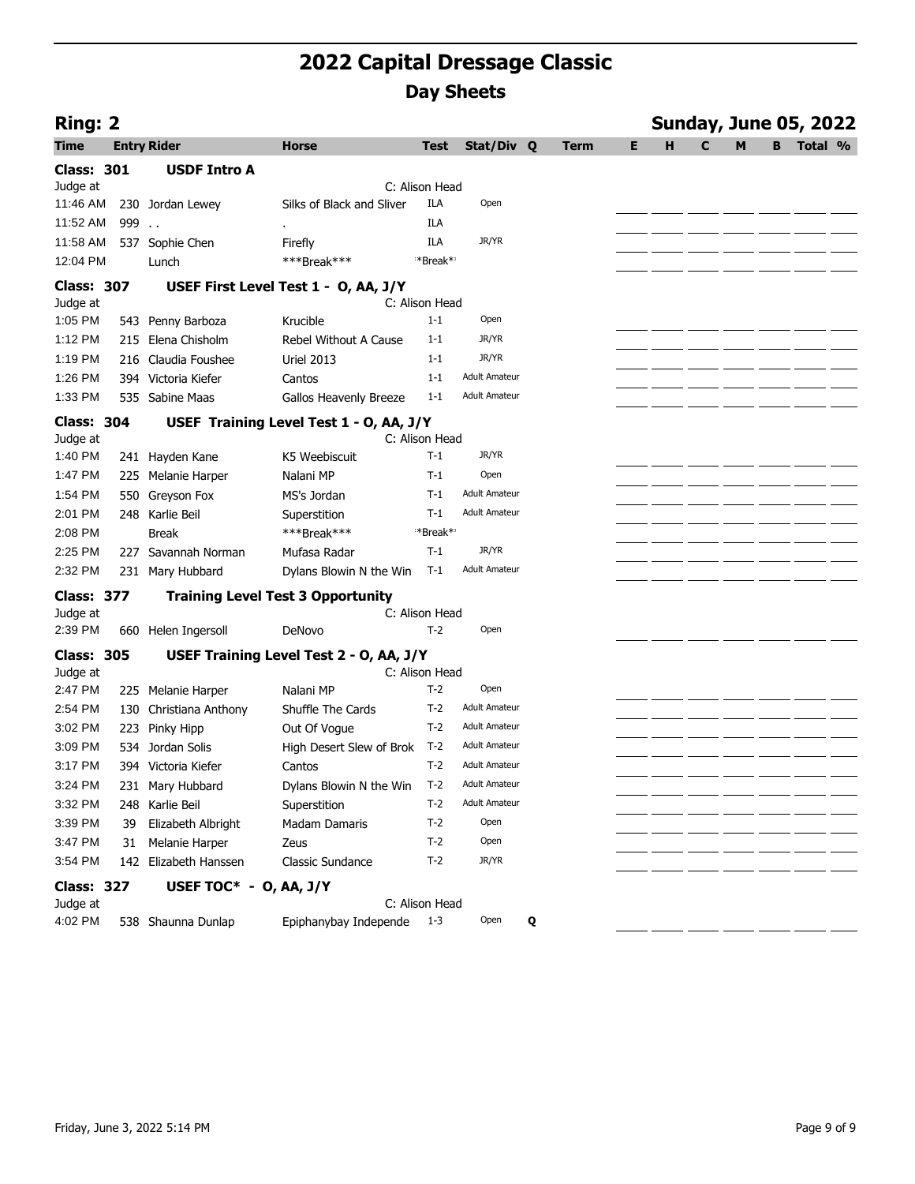# 2022 Capital Dressage Classic

## Day Sheets

**Ring: 2** **Sunday, June 05, 2022**

| Time | Entry | Rider | Horse | Test | Stat/Div | Q | Term | E | H | C | M | B | Total % |
|---|---|---|---|---|---|---|---|---|---|---|---|---|---|
| **Class: 301** | | **USDF Intro A** | | | | | | | | | | | |
| Judge at | | | | C: Alison Head | | | | | | | | | |
| 11:46 AM | 230 | Jordan Lewey | Silks of Black and Sliver | ILA | Open | | | | | | | | |
| 11:52 AM | 999 | . . | . | ILA | | | | | | | | | |
| 11:58 AM | 537 | Sophie Chen | Firefly | ILA | JR/YR | | | | | | | | |
| 12:04 PM | | Lunch | \*\*\*Break\*\*\* | \*Break\* | | | | | | | | | |
| **Class: 307** | | **USEF First Level Test 1 - O, AA, J/Y** | | | | | | | | | | | |
| Judge at | | | | C: Alison Head | | | | | | | | | |
| 1:05 PM | 543 | Penny Barboza | Krucible | 1-1 | Open | | | | | | | | |
| 1:12 PM | 215 | Elena Chisholm | Rebel Without A Cause | 1-1 | JR/YR | | | | | | | | |
| 1:19 PM | 216 | Claudia Foushee | Uriel 2013 | 1-1 | JR/YR | | | | | | | | |
| 1:26 PM | 394 | Victoria Kiefer | Cantos | 1-1 | Adult Amateur | | | | | | | | |
| 1:33 PM | 535 | Sabine Maas | Gallos Heavenly Breeze | 1-1 | Adult Amateur | | | | | | | | |
| **Class: 304** | | **USEF Training Level Test 1 - O, AA, J/Y** | | | | | | | | | | | |
| Judge at | | | | C: Alison Head | | | | | | | | | |
| 1:40 PM | 241 | Hayden Kane | K5 Weebiscuit | T-1 | JR/YR | | | | | | | | |
| 1:47 PM | 225 | Melanie Harper | Nalani MP | T-1 | Open | | | | | | | | |
| 1:54 PM | 550 | Greyson Fox | MS's Jordan | T-1 | Adult Amateur | | | | | | | | |
| 2:01 PM | 248 | Karlie Beil | Superstition | T-1 | Adult Amateur | | | | | | | | |
| 2:08 PM | | Break | \*\*\*Break\*\*\* | \*Break\* | | | | | | | | | |
| 2:25 PM | 227 | Savannah Norman | Mufasa Radar | T-1 | JR/YR | | | | | | | | |
| 2:32 PM | 231 | Mary Hubbard | Dylans Blowin N the Win | T-1 | Adult Amateur | | | | | | | | |
| **Class: 377** | | **Training Level Test 3 Opportunity** | | | | | | | | | | | |
| Judge at | | | | C: Alison Head | | | | | | | | | |
| 2:39 PM | 660 | Helen Ingersoll | DeNovo | T-2 | Open | | | | | | | | |
| **Class: 305** | | **USEF Training Level Test 2 - O, AA, J/Y** | | | | | | | | | | | |
| Judge at | | | | C: Alison Head | | | | | | | | | |
| 2:47 PM | 225 | Melanie Harper | Nalani MP | T-2 | Open | | | | | | | | |
| 2:54 PM | 130 | Christiana Anthony | Shuffle The Cards | T-2 | Adult Amateur | | | | | | | | |
| 3:02 PM | 223 | Pinky Hipp | Out Of Vogue | T-2 | Adult Amateur | | | | | | | | |
| 3:09 PM | 534 | Jordan Solis | High Desert Slew of Brok | T-2 | Adult Amateur | | | | | | | | |
| 3:17 PM | 394 | Victoria Kiefer | Cantos | T-2 | Adult Amateur | | | | | | | | |
| 3:24 PM | 231 | Mary Hubbard | Dylans Blowin N the Win | T-2 | Adult Amateur | | | | | | | | |
| 3:32 PM | 248 | Karlie Beil | Superstition | T-2 | Adult Amateur | | | | | | | | |
| 3:39 PM | 39 | Elizabeth Albright | Madam Damaris | T-2 | Open | | | | | | | | |
| 3:47 PM | 31 | Melanie Harper | Zeus | T-2 | Open | | | | | | | | |
| 3:54 PM | 142 | Elizabeth Hanssen | Classic Sundance | T-2 | JR/YR | | | | | | | | |
| **Class: 327** | | **USEF TOC\* - O, AA, J/Y** | | | | | | | | | | | |
| Judge at | | | | C: Alison Head | | | | | | | | | |
| 4:02 PM | 538 | Shaunna Dunlap | Epiphanybay Independe | 1-3 | Open | Q | | | | | | | |

Friday, June 3, 2022 5:14 PM